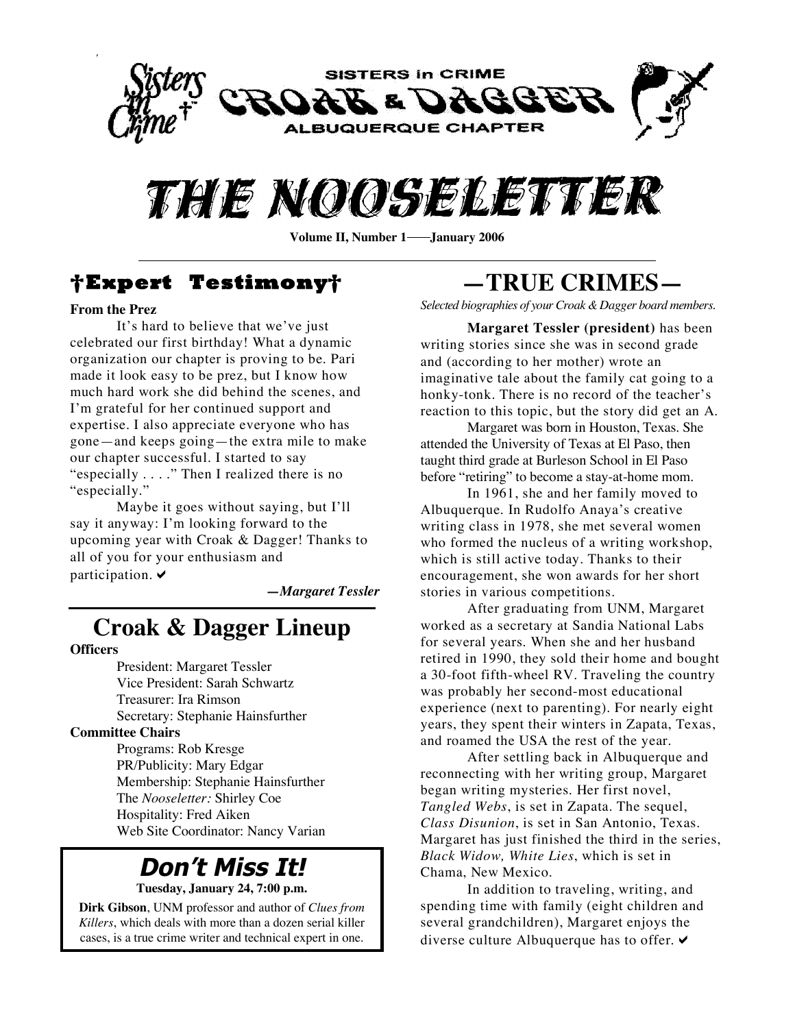SISTERS in CRIME

CROAK & DAGGER

ALBUQUERQUE CHAPTER

# THE NOOSELETTER

**Volume II, Number 1——January 2006**

## †Expert Testimony†

**From the Prez**

It's hard to believe that we've just celebrated our first birthday! What a dynamic organization our chapter is proving to be. Pari made it look easy to be prez, but I know how much hard work she did behind the scenes, and I'm grateful for her continued support and expertise. I also appreciate everyone who has gone—and keeps going—the extra mile to make our chapter successful. I started to say "especially . . . ." Then I realized there is no "especially."

Maybe it goes without saying, but I'll say it anyway: I'm looking forward to the upcoming year with Croak & Dagger! Thanks to all of you for your enthusiasm and participation. ✔

*—Margaret Tessler*

## Croak & Dagger Lineup

**Officers**

President: Margaret Tessler
Vice President: Sarah Schwartz
Treasurer: Ira Rimson
Secretary: Stephanie Hainsfurther

**Committee Chairs**

Programs: Rob Kresge
PR/Publicity: Mary Edgar
Membership: Stephanie Hainsfurther
The *Nooseletter:* Shirley Coe
Hospitality: Fred Aiken
Web Site Coordinator: Nancy Varian

## *Don't Miss It!*

**Tuesday, January 24, 7:00 p.m.**

**Dirk Gibson**, UNM professor and author of *Clues from Killers*, which deals with more than a dozen serial killer cases, is a true crime writer and technical expert in one.

## —TRUE CRIMES—

*Selected biographies of your Croak & Dagger board members.*

**Margaret Tessler (president)** has been writing stories since she was in second grade and (according to her mother) wrote an imaginative tale about the family cat going to a honky-tonk. There is no record of the teacher's reaction to this topic, but the story did get an A.

Margaret was born in Houston, Texas. She attended the University of Texas at El Paso, then taught third grade at Burleson School in El Paso before "retiring" to become a stay-at-home mom.

In 1961, she and her family moved to Albuquerque. In Rudolfo Anaya's creative writing class in 1978, she met several women who formed the nucleus of a writing workshop, which is still active today. Thanks to their encouragement, she won awards for her short stories in various competitions.

After graduating from UNM, Margaret worked as a secretary at Sandia National Labs for several years. When she and her husband retired in 1990, they sold their home and bought a 30-foot fifth-wheel RV. Traveling the country was probably her second-most educational experience (next to parenting). For nearly eight years, they spent their winters in Zapata, Texas, and roamed the USA the rest of the year.

After settling back in Albuquerque and reconnecting with her writing group, Margaret began writing mysteries. Her first novel, *Tangled Webs*, is set in Zapata. The sequel, *Class Disunion*, is set in San Antonio, Texas. Margaret has just finished the third in the series, *Black Widow, White Lies*, which is set in Chama, New Mexico.

In addition to traveling, writing, and spending time with family (eight children and several grandchildren), Margaret enjoys the diverse culture Albuquerque has to offer. ✔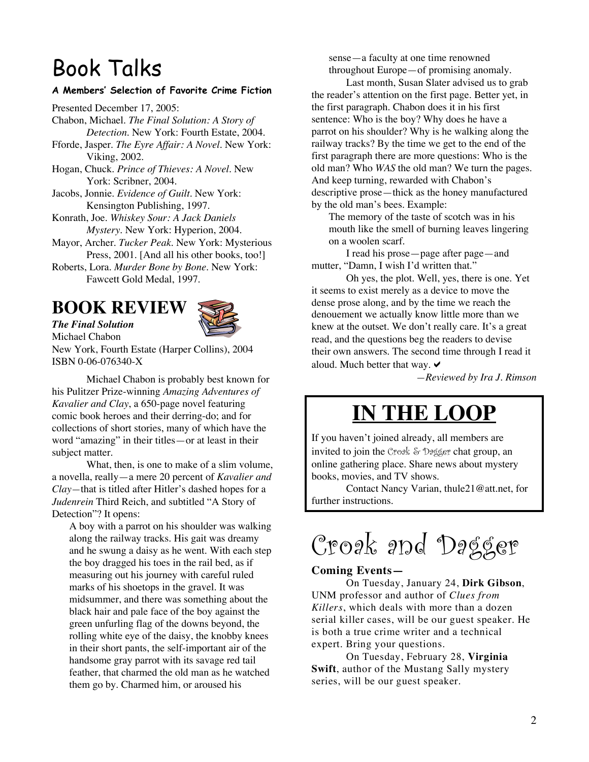# Book Talks

**A Members' Selection of Favorite Crime Fiction**

Presented December 17, 2005:

Chabon, Michael. *The Final Solution: A Story of Detection*. New York: Fourth Estate, 2004.

Fforde, Jasper. *The Eyre Affair: A Novel*. New York: Viking, 2002.

Hogan, Chuck. *Prince of Thieves: A Novel*. New York: Scribner, 2004.

Jacobs, Jonnie. *Evidence of Guilt*. New York: Kensington Publishing, 1997.

Konrath, Joe. *Whiskey Sour: A Jack Daniels Mystery*. New York: Hyperion, 2004.

Mayor, Archer. *Tucker Peak*. New York: Mysterious Press, 2001. [And all his other books, too!]

Roberts, Lora. *Murder Bone by Bone*. New York: Fawcett Gold Medal, 1997.

# BOOK REVIEW

***The Final Solution***
Michael Chabon
New York, Fourth Estate (Harper Collins), 2004
ISBN 0-06-076340-X

Michael Chabon is probably best known for his Pulitzer Prize-winning *Amazing Adventures of Kavalier and Clay*, a 650-page novel featuring comic book heroes and their derring-do; and for collections of short stories, many of which have the word "amazing" in their titles—or at least in their subject matter.

What, then, is one to make of a slim volume, a novella, really—a mere 20 percent of *Kavalier and Clay*—that is titled after Hitler's dashed hopes for a *Judenrein* Third Reich, and subtitled "A Story of Detection"? It opens:

> A boy with a parrot on his shoulder was walking along the railway tracks. His gait was dreamy and he swung a daisy as he went. With each step the boy dragged his toes in the rail bed, as if measuring out his journey with careful ruled marks of his shoetops in the gravel. It was midsummer, and there was something about the black hair and pale face of the boy against the green unfurling flag of the downs beyond, the rolling white eye of the daisy, the knobby knees in their short pants, the self-important air of the handsome gray parrot with its savage red tail feather, that charmed the old man as he watched them go by. Charmed him, or aroused his sense—a faculty at one time renowned throughout Europe—of promising anomaly.

Last month, Susan Slater advised us to grab the reader's attention on the first page. Better yet, in the first paragraph. Chabon does it in his first sentence: Who is the boy? Why does he have a parrot on his shoulder? Why is he walking along the railway tracks? By the time we get to the end of the first paragraph there are more questions: Who is the old man? Who *WAS* the old man? We turn the pages. And keep turning, rewarded with Chabon's descriptive prose—thick as the honey manufactured by the old man's bees. Example:

> The memory of the taste of scotch was in his mouth like the smell of burning leaves lingering on a woolen scarf.

I read his prose—page after page—and mutter, "Damn, I wish I'd written that."

Oh yes, the plot. Well, yes, there is one. Yet it seems to exist merely as a device to move the dense prose along, and by the time we reach the denouement we actually know little more than we knew at the outset. We don't really care. It's a great read, and the questions beg the readers to devise their own answers. The second time through I read it aloud. Much better that way. ✔

*—Reviewed by Ira J. Rimson*

# IN THE LOOP

If you haven't joined already, all members are invited to join the Croak & Dagger chat group, an online gathering place. Share news about mystery books, movies, and TV shows.

Contact Nancy Varian, thule21@att.net, for further instructions.

# Croak and Dagger

**Coming Events—**

On Tuesday, January 24, **Dirk Gibson**, UNM professor and author of *Clues from Killers*, which deals with more than a dozen serial killer cases, will be our guest speaker. He is both a true crime writer and a technical expert. Bring your questions.

On Tuesday, February 28, **Virginia Swift**, author of the Mustang Sally mystery series, will be our guest speaker.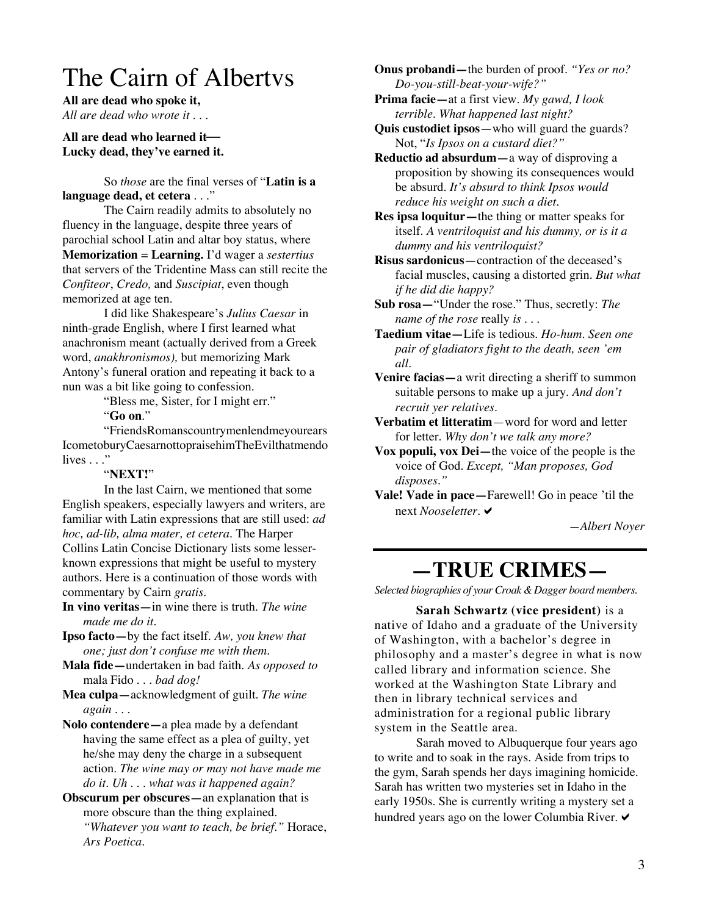# The Cairn of Albertvs

**All are dead who spoke it,**
*All are dead who wrote it . . .*

**All are dead who learned it—**
**Lucky dead, they've earned it.**

So *those* are the final verses of "**Latin is a language dead, et cetera** . . ."

The Cairn readily admits to absolutely no fluency in the language, despite three years of parochial school Latin and altar boy status, where **Memorization = Learning.** I'd wager a *sestertius* that servers of the Tridentine Mass can still recite the *Confiteor*, *Credo,* and *Suscipiat*, even though memorized at age ten.

I did like Shakespeare's *Julius Caesar* in ninth-grade English, where I first learned what anachronism meant (actually derived from a Greek word, *anakhronismos),* but memorizing Mark Antony's funeral oration and repeating it back to a nun was a bit like going to confession.

"Bless me, Sister, for I might err."

"**Go on**."

"FriendsRomanscountrymenlendmeyourears IcometoburyCaesarnottopraisehimTheEvilthatmendo lives . . ."

"**NEXT!**"

In the last Cairn, we mentioned that some English speakers, especially lawyers and writers, are familiar with Latin expressions that are still used: *ad hoc, ad-lib, alma mater, et cetera*. The Harper Collins Latin Concise Dictionary lists some lesser-known expressions that might be useful to mystery authors. Here is a continuation of those words with commentary by Cairn *gratis.*

**In vino veritas—**in wine there is truth. *The wine made me do it.*

**Ipso facto—**by the fact itself. *Aw, you knew that one; just don't confuse me with them.*

**Mala fide—**undertaken in bad faith. *As opposed to* mala Fido . . . *bad dog!*

**Mea culpa—**acknowledgment of guilt. *The wine again . . .*

**Nolo contendere—**a plea made by a defendant having the same effect as a plea of guilty, yet he/she may deny the charge in a subsequent action. *The wine may or may not have made me do it. Uh . . . what was it happened again?*

**Obscurum per obscures—**an explanation that is more obscure than the thing explained. *"Whatever you want to teach, be brief."* Horace, *Ars Poetica*.

**Onus probandi—**the burden of proof. *"Yes or no? Do-you-still-beat-your-wife?"*

**Prima facie—**at a first view. *My gawd, I look terrible. What happened last night?*

**Quis custodiet ipsos**—who will guard the guards? Not, "*Is Ipsos on a custard diet?"*

**Reductio ad absurdum—**a way of disproving a proposition by showing its consequences would be absurd. *It's absurd to think Ipsos would reduce his weight on such a diet.*

**Res ipsa loquitur—**the thing or matter speaks for itself. *A ventriloquist and his dummy, or is it a dummy and his ventriloquist?*

**Risus sardonicus**—contraction of the deceased's facial muscles, causing a distorted grin. *But what if he did die happy?*

**Sub rosa—**"Under the rose." Thus, secretly: *The name of the rose* really *is . . .*

**Taedium vitae—**Life is tedious. *Ho-hum. Seen one pair of gladiators fight to the death, seen 'em all.*

**Venire facias—**a writ directing a sheriff to summon suitable persons to make up a jury. *And don't recruit yer relatives.*

**Verbatim et litteratim**—word for word and letter for letter. *Why don't we talk any more?*

**Vox populi, vox Dei—**the voice of the people is the voice of God. *Except, "Man proposes, God disposes."*

**Vale! Vade in pace—**Farewell! Go in peace 'til the next *Nooseletter*. ✔

*—Albert Noyer*

# —TRUE CRIMES—

*Selected biographies of your Croak & Dagger board members.*

**Sarah Schwartz (vice president)** is a native of Idaho and a graduate of the University of Washington, with a bachelor's degree in philosophy and a master's degree in what is now called library and information science. She worked at the Washington State Library and then in library technical services and administration for a regional public library system in the Seattle area.

Sarah moved to Albuquerque four years ago to write and to soak in the rays. Aside from trips to the gym, Sarah spends her days imagining homicide. Sarah has written two mysteries set in Idaho in the early 1950s. She is currently writing a mystery set a hundred years ago on the lower Columbia River. ✔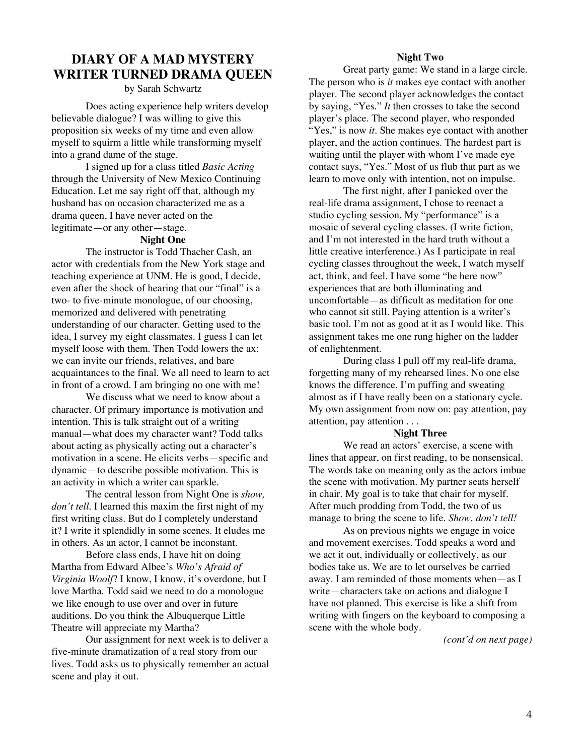# DIARY OF A MAD MYSTERY WRITER TURNED DRAMA QUEEN

by Sarah Schwartz

Does acting experience help writers develop believable dialogue? I was willing to give this proposition six weeks of my time and even allow myself to squirm a little while transforming myself into a grand dame of the stage.

I signed up for a class titled *Basic Acting* through the University of New Mexico Continuing Education. Let me say right off that, although my husband has on occasion characterized me as a drama queen, I have never acted on the legitimate—or any other—stage.

**Night One**

The instructor is Todd Thacher Cash, an actor with credentials from the New York stage and teaching experience at UNM. He is good, I decide, even after the shock of hearing that our "final" is a two- to five-minute monologue, of our choosing, memorized and delivered with penetrating understanding of our character. Getting used to the idea, I survey my eight classmates. I guess I can let myself loose with them. Then Todd lowers the ax: we can invite our friends, relatives, and bare acquaintances to the final. We all need to learn to act in front of a crowd. I am bringing no one with me!

We discuss what we need to know about a character. Of primary importance is motivation and intention. This is talk straight out of a writing manual—what does my character want? Todd talks about acting as physically acting out a character's motivation in a scene. He elicits verbs—specific and dynamic—to describe possible motivation. This is an activity in which a writer can sparkle.

The central lesson from Night One is *show, don't tell*. I learned this maxim the first night of my first writing class. But do I completely understand it? I write it splendidly in some scenes. It eludes me in others. As an actor, I cannot be inconstant.

Before class ends, I have hit on doing Martha from Edward Albee's *Who's Afraid of Virginia Woolf*? I know, I know, it's overdone, but I love Martha. Todd said we need to do a monologue we like enough to use over and over in future auditions. Do you think the Albuquerque Little Theatre will appreciate my Martha?

Our assignment for next week is to deliver a five-minute dramatization of a real story from our lives. Todd asks us to physically remember an actual scene and play it out.

**Night Two**

Great party game: We stand in a large circle. The person who is *it* makes eye contact with another player. The second player acknowledges the contact by saying, "Yes." *It* then crosses to take the second player's place. The second player, who responded "Yes," is now *it*. She makes eye contact with another player, and the action continues. The hardest part is waiting until the player with whom I've made eye contact says, "Yes." Most of us flub that part as we learn to move only with intention, not on impulse.

The first night, after I panicked over the real-life drama assignment, I chose to reenact a studio cycling session. My "performance" is a mosaic of several cycling classes. (I write fiction, and I'm not interested in the hard truth without a little creative interference.) As I participate in real cycling classes throughout the week, I watch myself act, think, and feel. I have some "be here now" experiences that are both illuminating and uncomfortable—as difficult as meditation for one who cannot sit still. Paying attention is a writer's basic tool. I'm not as good at it as I would like. This assignment takes me one rung higher on the ladder of enlightenment.

During class I pull off my real-life drama, forgetting many of my rehearsed lines. No one else knows the difference. I'm puffing and sweating almost as if I have really been on a stationary cycle. My own assignment from now on: pay attention, pay attention, pay attention . . .

**Night Three**

We read an actors' exercise, a scene with lines that appear, on first reading, to be nonsensical. The words take on meaning only as the actors imbue the scene with motivation. My partner seats herself in chair. My goal is to take that chair for myself. After much prodding from Todd, the two of us manage to bring the scene to life. *Show, don't tell!*

As on previous nights we engage in voice and movement exercises. Todd speaks a word and we act it out, individually or collectively, as our bodies take us. We are to let ourselves be carried away. I am reminded of those moments when—as I write—characters take on actions and dialogue I have not planned. This exercise is like a shift from writing with fingers on the keyboard to composing a scene with the whole body.

*(cont'd on next page)*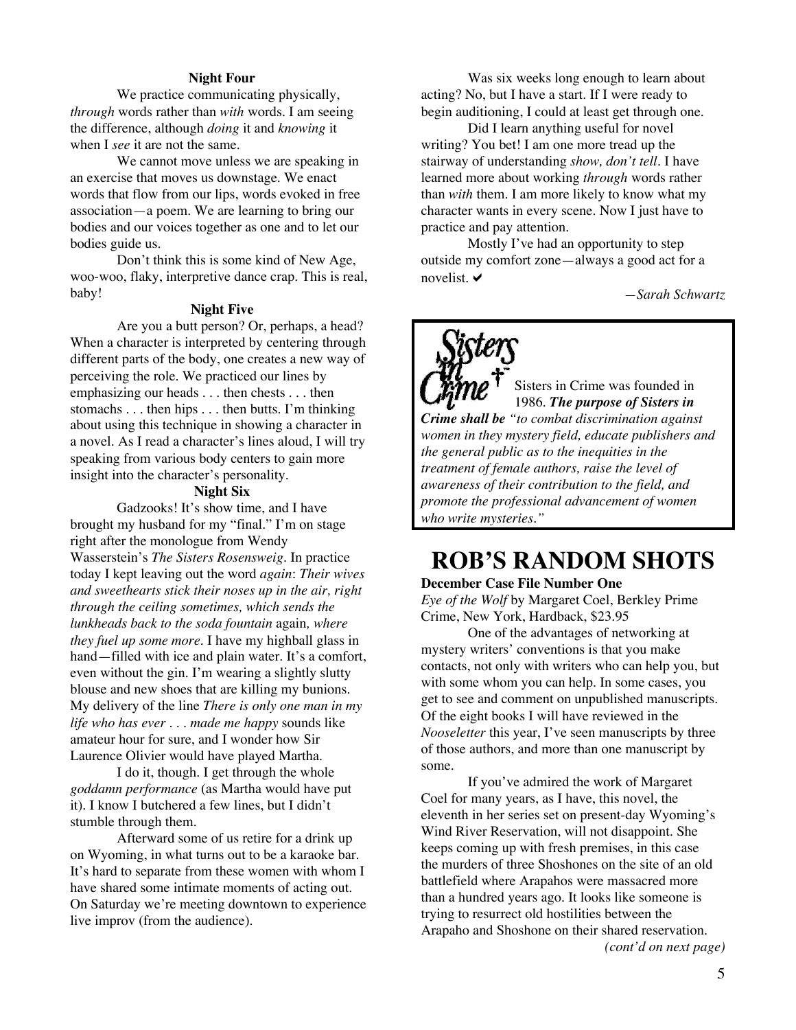**Night Four**

We practice communicating physically, *through* words rather than *with* words. I am seeing the difference, although *doing* it and *knowing* it when I *see* it are not the same.

We cannot move unless we are speaking in an exercise that moves us downstage. We enact words that flow from our lips, words evoked in free association—a poem. We are learning to bring our bodies and our voices together as one and to let our bodies guide us.

Don't think this is some kind of New Age, woo-woo, flaky, interpretive dance crap. This is real, baby!

**Night Five**

Are you a butt person? Or, perhaps, a head? When a character is interpreted by centering through different parts of the body, one creates a new way of perceiving the role. We practiced our lines by emphasizing our heads . . . then chests . . . then stomachs . . . then hips . . . then butts. I'm thinking about using this technique in showing a character in a novel. As I read a character's lines aloud, I will try speaking from various body centers to gain more insight into the character's personality.

**Night Six**

Gadzooks! It's show time, and I have brought my husband for my "final." I'm on stage right after the monologue from Wendy Wasserstein's *The Sisters Rosensweig*. In practice today I kept leaving out the word *again*: *Their wives and sweethearts stick their noses up in the air, right through the ceiling sometimes, which sends the lunkheads back to the soda fountain* again*, where they fuel up some more*. I have my highball glass in hand—filled with ice and plain water. It's a comfort, even without the gin. I'm wearing a slightly slutty blouse and new shoes that are killing my bunions. My delivery of the line *There is only one man in my life who has ever . . . made me happy* sounds like amateur hour for sure, and I wonder how Sir Laurence Olivier would have played Martha.

I do it, though. I get through the whole *goddamn performance* (as Martha would have put it). I know I butchered a few lines, but I didn't stumble through them.

Afterward some of us retire for a drink up on Wyoming, in what turns out to be a karaoke bar. It's hard to separate from these women with whom I have shared some intimate moments of acting out. On Saturday we're meeting downtown to experience live improv (from the audience).

Was six weeks long enough to learn about acting? No, but I have a start. If I were ready to begin auditioning, I could at least get through one.

Did I learn anything useful for novel writing? You bet! I am one more tread up the stairway of understanding *show, don't tell*. I have learned more about working *through* words rather than *with* them. I am more likely to know what my character wants in every scene. Now I just have to practice and pay attention.

Mostly I've had an opportunity to step outside my comfort zone—always a good act for a novelist. ✔

*—Sarah Schwartz*

---

Sisters in Crime was founded in 1986. ***The purpose of Sisters in Crime shall be*** *"to combat discrimination against women in they mystery field, educate publishers and the general public as to the inequities in the treatment of female authors, raise the level of awareness of their contribution to the field, and promote the professional advancement of women who write mysteries."*

---

# ROB'S RANDOM SHOTS

**December Case File Number One**

*Eye of the Wolf* by Margaret Coel, Berkley Prime Crime, New York, Hardback, $23.95

One of the advantages of networking at mystery writers' conventions is that you make contacts, not only with writers who can help you, but with some whom you can help. In some cases, you get to see and comment on unpublished manuscripts. Of the eight books I will have reviewed in the *Nooseletter* this year, I've seen manuscripts by three of those authors, and more than one manuscript by some.

If you've admired the work of Margaret Coel for many years, as I have, this novel, the eleventh in her series set on present-day Wyoming's Wind River Reservation, will not disappoint. She keeps coming up with fresh premises, in this case the murders of three Shoshones on the site of an old battlefield where Arapahos were massacred more than a hundred years ago. It looks like someone is trying to resurrect old hostilities between the Arapaho and Shoshone on their shared reservation.

*(cont'd on next page)*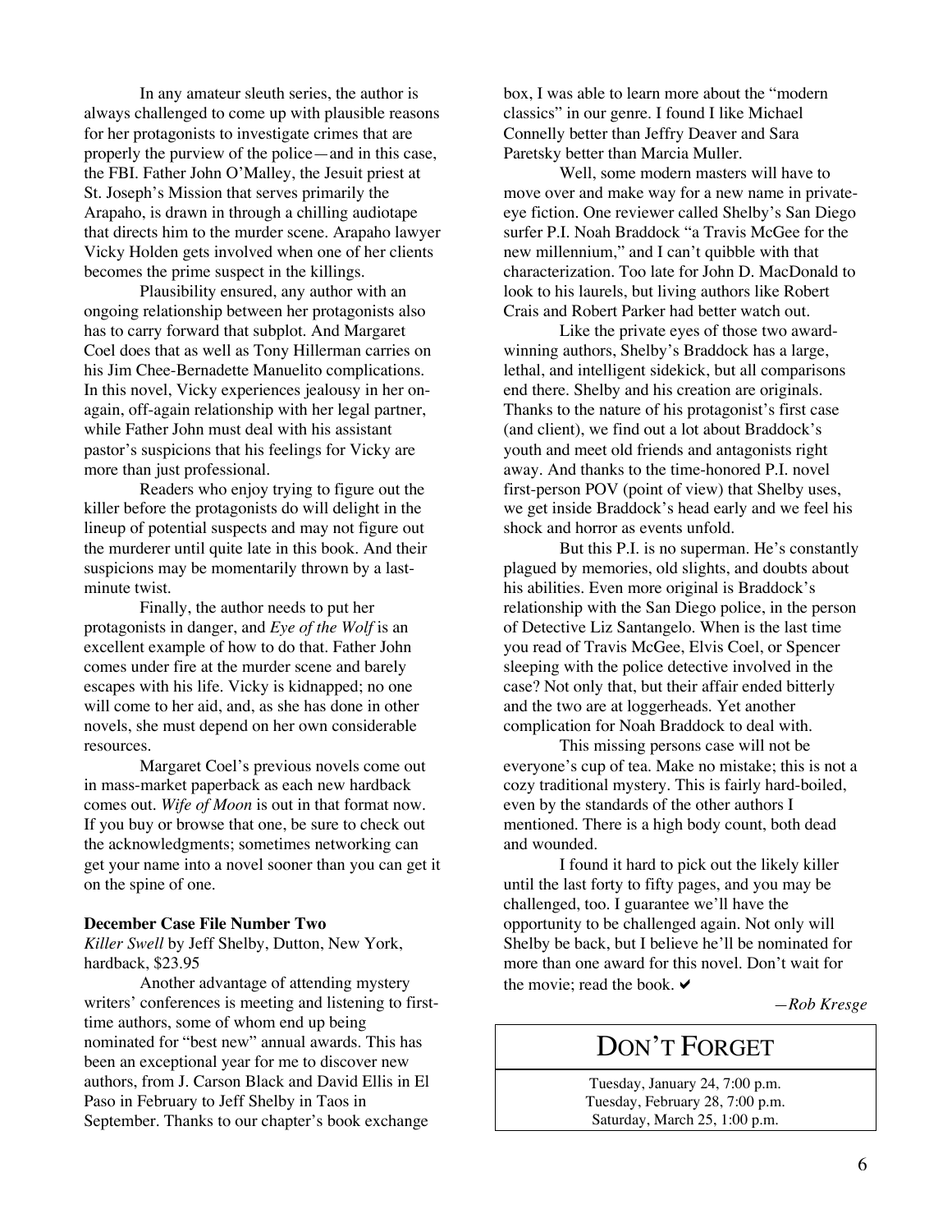In any amateur sleuth series, the author is always challenged to come up with plausible reasons for her protagonists to investigate crimes that are properly the purview of the police—and in this case, the FBI. Father John O'Malley, the Jesuit priest at St. Joseph's Mission that serves primarily the Arapaho, is drawn in through a chilling audiotape that directs him to the murder scene. Arapaho lawyer Vicky Holden gets involved when one of her clients becomes the prime suspect in the killings.

Plausibility ensured, any author with an ongoing relationship between her protagonists also has to carry forward that subplot. And Margaret Coel does that as well as Tony Hillerman carries on his Jim Chee-Bernadette Manuelito complications. In this novel, Vicky experiences jealousy in her on-again, off-again relationship with her legal partner, while Father John must deal with his assistant pastor's suspicions that his feelings for Vicky are more than just professional.

Readers who enjoy trying to figure out the killer before the protagonists do will delight in the lineup of potential suspects and may not figure out the murderer until quite late in this book. And their suspicions may be momentarily thrown by a last-minute twist.

Finally, the author needs to put her protagonists in danger, and *Eye of the Wolf* is an excellent example of how to do that. Father John comes under fire at the murder scene and barely escapes with his life. Vicky is kidnapped; no one will come to her aid, and, as she has done in other novels, she must depend on her own considerable resources.

Margaret Coel's previous novels come out in mass-market paperback as each new hardback comes out. *Wife of Moon* is out in that format now. If you buy or browse that one, be sure to check out the acknowledgments; sometimes networking can get your name into a novel sooner than you can get it on the spine of one.

**December Case File Number Two**

*Killer Swell* by Jeff Shelby, Dutton, New York, hardback, $23.95

Another advantage of attending mystery writers' conferences is meeting and listening to first-time authors, some of whom end up being nominated for "best new" annual awards. This has been an exceptional year for me to discover new authors, from J. Carson Black and David Ellis in El Paso in February to Jeff Shelby in Taos in September. Thanks to our chapter's book exchange box, I was able to learn more about the "modern classics" in our genre. I found I like Michael Connelly better than Jeffry Deaver and Sara Paretsky better than Marcia Muller.

Well, some modern masters will have to move over and make way for a new name in private-eye fiction. One reviewer called Shelby's San Diego surfer P.I. Noah Braddock "a Travis McGee for the new millennium," and I can't quibble with that characterization. Too late for John D. MacDonald to look to his laurels, but living authors like Robert Crais and Robert Parker had better watch out.

Like the private eyes of those two award-winning authors, Shelby's Braddock has a large, lethal, and intelligent sidekick, but all comparisons end there. Shelby and his creation are originals. Thanks to the nature of his protagonist's first case (and client), we find out a lot about Braddock's youth and meet old friends and antagonists right away. And thanks to the time-honored P.I. novel first-person POV (point of view) that Shelby uses, we get inside Braddock's head early and we feel his shock and horror as events unfold.

But this P.I. is no superman. He's constantly plagued by memories, old slights, and doubts about his abilities. Even more original is Braddock's relationship with the San Diego police, in the person of Detective Liz Santangelo. When is the last time you read of Travis McGee, Elvis Coel, or Spencer sleeping with the police detective involved in the case? Not only that, but their affair ended bitterly and the two are at loggerheads. Yet another complication for Noah Braddock to deal with.

This missing persons case will not be everyone's cup of tea. Make no mistake; this is not a cozy traditional mystery. This is fairly hard-boiled, even by the standards of the other authors I mentioned. There is a high body count, both dead and wounded.

I found it hard to pick out the likely killer until the last forty to fifty pages, and you may be challenged, too. I guarantee we'll have the opportunity to be challenged again. Not only will Shelby be back, but I believe he'll be nominated for more than one award for this novel. Don't wait for the movie; read the book. ✔

*—Rob Kresge*

## DON'T FORGET

Tuesday, January 24, 7:00 p.m.
Tuesday, February 28, 7:00 p.m.
Saturday, March 25, 1:00 p.m.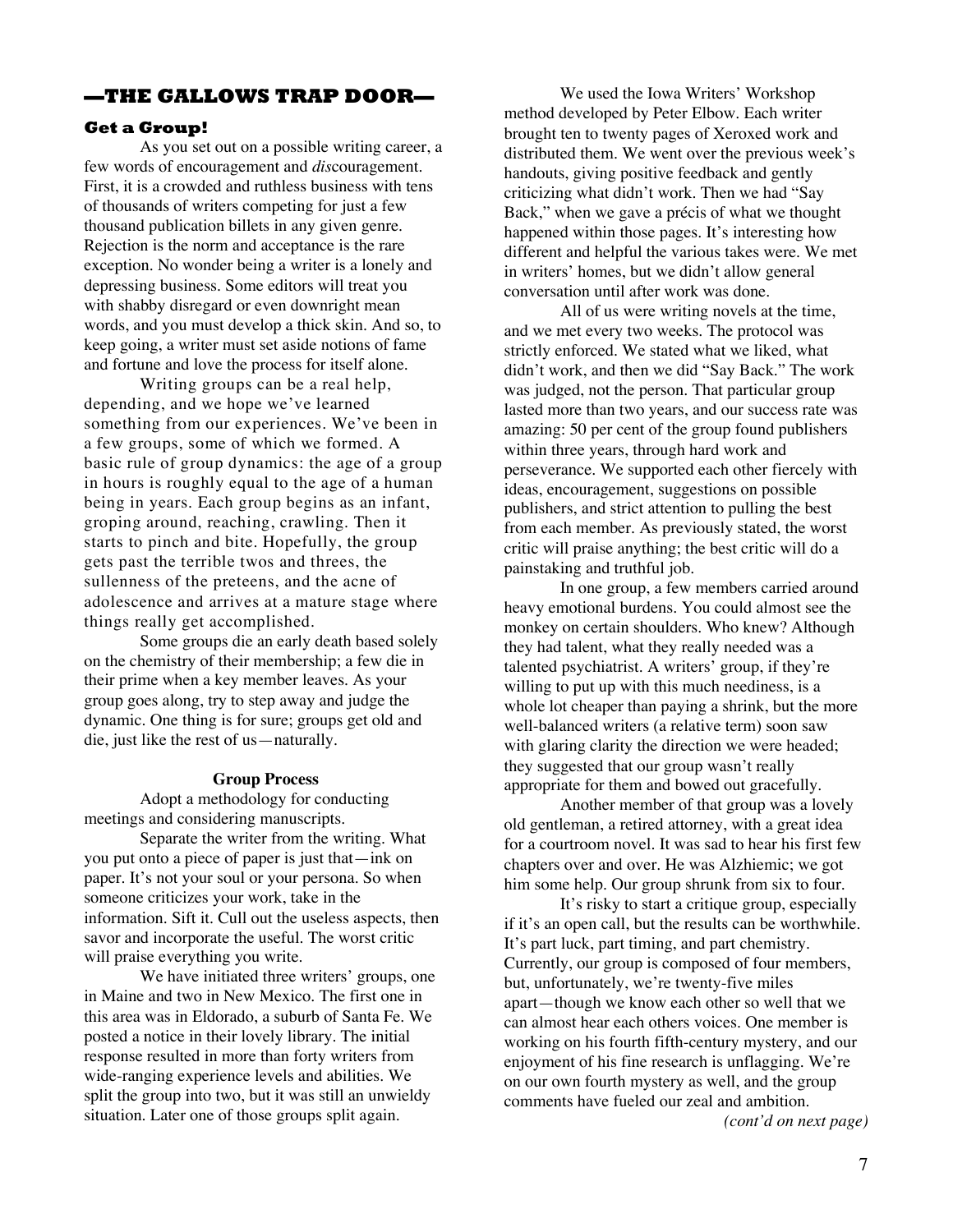## —THE GALLOWS TRAP DOOR—

### Get a Group!

As you set out on a possible writing career, a few words of encouragement and *dis*couragement. First, it is a crowded and ruthless business with tens of thousands of writers competing for just a few thousand publication billets in any given genre. Rejection is the norm and acceptance is the rare exception. No wonder being a writer is a lonely and depressing business. Some editors will treat you with shabby disregard or even downright mean words, and you must develop a thick skin. And so, to keep going, a writer must set aside notions of fame and fortune and love the process for itself alone.

Writing groups can be a real help, depending, and we hope we've learned something from our experiences. We've been in a few groups, some of which we formed. A basic rule of group dynamics: the age of a group in hours is roughly equal to the age of a human being in years. Each group begins as an infant, groping around, reaching, crawling. Then it starts to pinch and bite. Hopefully, the group gets past the terrible twos and threes, the sullenness of the preteens, and the acne of adolescence and arrives at a mature stage where things really get accomplished.

Some groups die an early death based solely on the chemistry of their membership; a few die in their prime when a key member leaves. As your group goes along, try to step away and judge the dynamic. One thing is for sure; groups get old and die, just like the rest of us—naturally.

**Group Process**

Adopt a methodology for conducting meetings and considering manuscripts.

Separate the writer from the writing. What you put onto a piece of paper is just that—ink on paper. It's not your soul or your persona. So when someone criticizes your work, take in the information. Sift it. Cull out the useless aspects, then savor and incorporate the useful. The worst critic will praise everything you write.

We have initiated three writers' groups, one in Maine and two in New Mexico. The first one in this area was in Eldorado, a suburb of Santa Fe. We posted a notice in their lovely library. The initial response resulted in more than forty writers from wide-ranging experience levels and abilities. We split the group into two, but it was still an unwieldy situation. Later one of those groups split again.

We used the Iowa Writers' Workshop method developed by Peter Elbow. Each writer brought ten to twenty pages of Xeroxed work and distributed them. We went over the previous week's handouts, giving positive feedback and gently criticizing what didn't work. Then we had "Say Back," when we gave a précis of what we thought happened within those pages. It's interesting how different and helpful the various takes were. We met in writers' homes, but we didn't allow general conversation until after work was done.

All of us were writing novels at the time, and we met every two weeks. The protocol was strictly enforced. We stated what we liked, what didn't work, and then we did "Say Back." The work was judged, not the person. That particular group lasted more than two years, and our success rate was amazing: 50 per cent of the group found publishers within three years, through hard work and perseverance. We supported each other fiercely with ideas, encouragement, suggestions on possible publishers, and strict attention to pulling the best from each member. As previously stated, the worst critic will praise anything; the best critic will do a painstaking and truthful job.

In one group, a few members carried around heavy emotional burdens. You could almost see the monkey on certain shoulders. Who knew? Although they had talent, what they really needed was a talented psychiatrist. A writers' group, if they're willing to put up with this much neediness, is a whole lot cheaper than paying a shrink, but the more well-balanced writers (a relative term) soon saw with glaring clarity the direction we were headed; they suggested that our group wasn't really appropriate for them and bowed out gracefully.

Another member of that group was a lovely old gentleman, a retired attorney, with a great idea for a courtroom novel. It was sad to hear his first few chapters over and over. He was Alzhiemic; we got him some help. Our group shrunk from six to four.

It's risky to start a critique group, especially if it's an open call, but the results can be worthwhile. It's part luck, part timing, and part chemistry. Currently, our group is composed of four members, but, unfortunately, we're twenty-five miles apart—though we know each other so well that we can almost hear each others voices. One member is working on his fourth fifth-century mystery, and our enjoyment of his fine research is unflagging. We're on our own fourth mystery as well, and the group comments have fueled our zeal and ambition.

*(cont'd on next page)*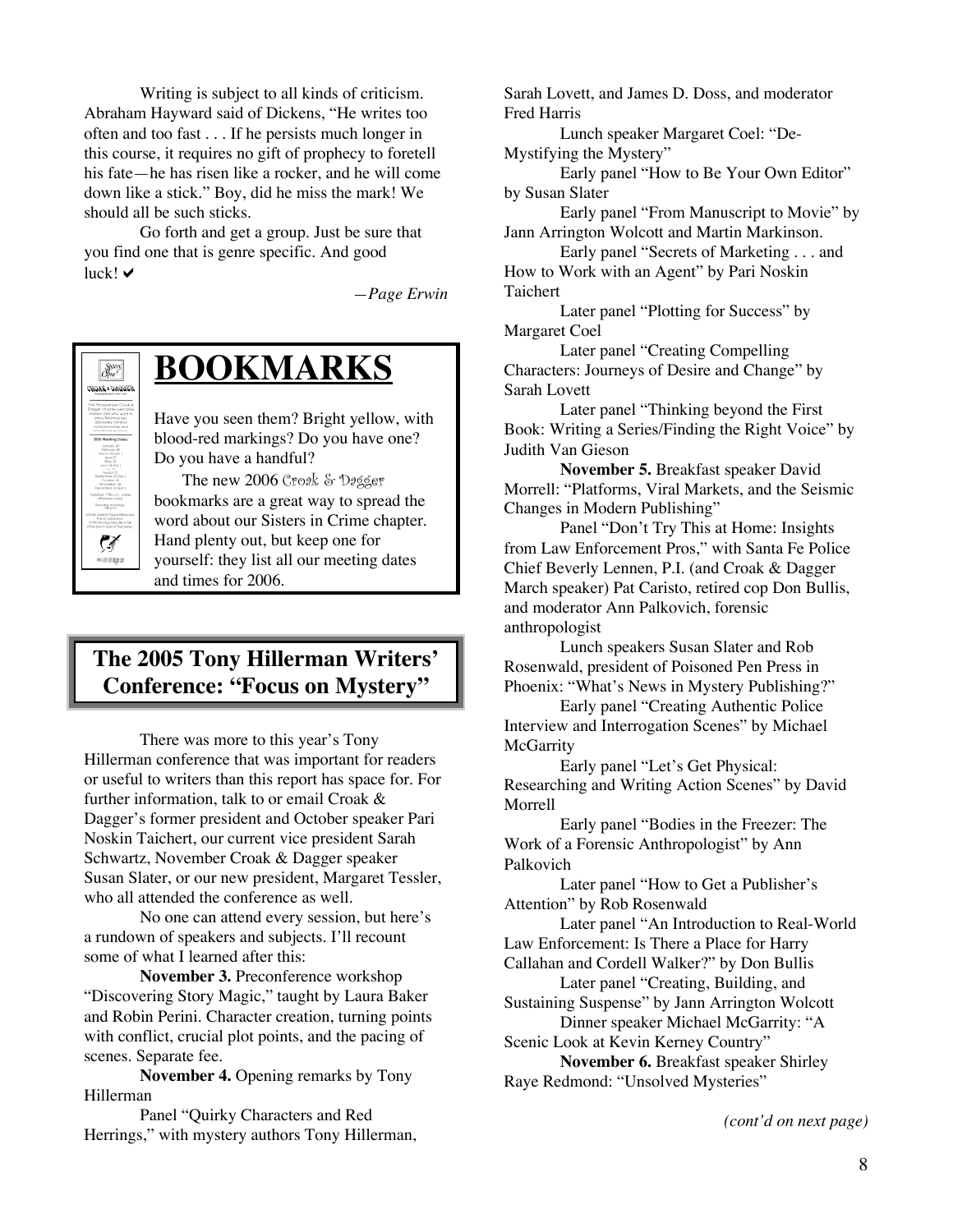Writing is subject to all kinds of criticism. Abraham Hayward said of Dickens, "He writes too often and too fast . . . If he persists much longer in this course, it requires no gift of prophecy to foretell his fate—he has risen like a rocker, and he will come down like a stick." Boy, did he miss the mark! We should all be such sticks.

Go forth and get a group. Just be sure that you find one that is genre specific. And good luck! ✔

*—Page Erwin*

# BOOKMARKS

Have you seen them? Bright yellow, with blood-red markings? Do you have one? Do you have a handful?

The new 2006 Croak & Dagger bookmarks are a great way to spread the word about our Sisters in Crime chapter. Hand plenty out, but keep one for yourself: they list all our meeting dates and times for 2006.

## The 2005 Tony Hillerman Writers' Conference: "Focus on Mystery"

There was more to this year's Tony Hillerman conference that was important for readers or useful to writers than this report has space for. For further information, talk to or email Croak & Dagger's former president and October speaker Pari Noskin Taichert, our current vice president Sarah Schwartz, November Croak & Dagger speaker Susan Slater, or our new president, Margaret Tessler, who all attended the conference as well.

No one can attend every session, but here's a rundown of speakers and subjects. I'll recount some of what I learned after this:

**November 3.** Preconference workshop "Discovering Story Magic," taught by Laura Baker and Robin Perini. Character creation, turning points with conflict, crucial plot points, and the pacing of scenes. Separate fee.

**November 4.** Opening remarks by Tony Hillerman

Panel "Quirky Characters and Red Herrings," with mystery authors Tony Hillerman, Sarah Lovett, and James D. Doss, and moderator Fred Harris

Lunch speaker Margaret Coel: "De-Mystifying the Mystery"

Early panel "How to Be Your Own Editor" by Susan Slater

Early panel "From Manuscript to Movie" by Jann Arrington Wolcott and Martin Markinson.

Early panel "Secrets of Marketing . . . and How to Work with an Agent" by Pari Noskin Taichert

Later panel "Plotting for Success" by Margaret Coel

Later panel "Creating Compelling Characters: Journeys of Desire and Change" by Sarah Lovett

Later panel "Thinking beyond the First Book: Writing a Series/Finding the Right Voice" by Judith Van Gieson

**November 5.** Breakfast speaker David Morrell: "Platforms, Viral Markets, and the Seismic Changes in Modern Publishing"

Panel "Don't Try This at Home: Insights from Law Enforcement Pros," with Santa Fe Police Chief Beverly Lennen, P.I. (and Croak & Dagger March speaker) Pat Caristo, retired cop Don Bullis, and moderator Ann Palkovich, forensic anthropologist

Lunch speakers Susan Slater and Rob Rosenwald, president of Poisoned Pen Press in Phoenix: "What's News in Mystery Publishing?"

Early panel "Creating Authentic Police Interview and Interrogation Scenes" by Michael McGarrity

Early panel "Let's Get Physical: Researching and Writing Action Scenes" by David Morrell

Early panel "Bodies in the Freezer: The Work of a Forensic Anthropologist" by Ann Palkovich

Later panel "How to Get a Publisher's Attention" by Rob Rosenwald

Later panel "An Introduction to Real-World Law Enforcement: Is There a Place for Harry Callahan and Cordell Walker?" by Don Bullis

Later panel "Creating, Building, and Sustaining Suspense" by Jann Arrington Wolcott

Dinner speaker Michael McGarrity: "A Scenic Look at Kevin Kerney Country"

**November 6.** Breakfast speaker Shirley Raye Redmond: "Unsolved Mysteries"

*(cont'd on next page)*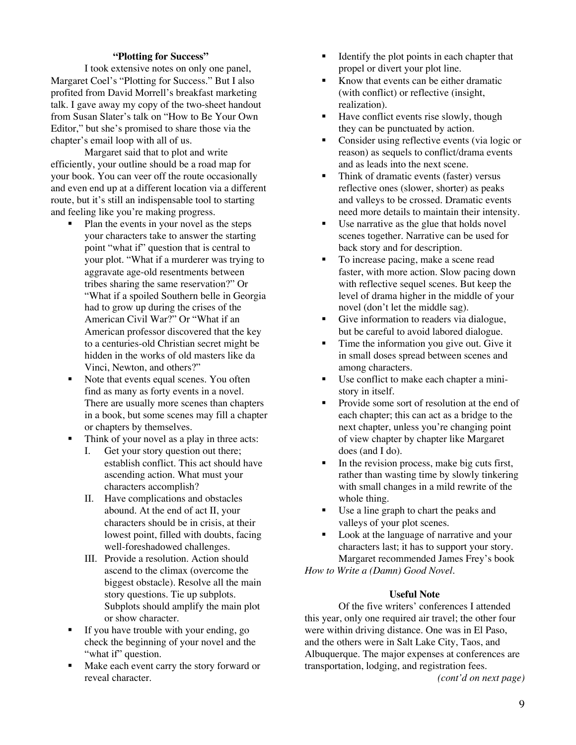### "Plotting for Success"

I took extensive notes on only one panel, Margaret Coel's "Plotting for Success." But I also profited from David Morrell's breakfast marketing talk. I gave away my copy of the two-sheet handout from Susan Slater's talk on "How to Be Your Own Editor," but she's promised to share those via the chapter's email loop with all of us.

Margaret said that to plot and write efficiently, your outline should be a road map for your book. You can veer off the route occasionally and even end up at a different location via a different route, but it's still an indispensable tool to starting and feeling like you're making progress.

- Plan the events in your novel as the steps your characters take to answer the starting point "what if" question that is central to your plot. "What if a murderer was trying to aggravate age-old resentments between tribes sharing the same reservation?" Or "What if a spoiled Southern belle in Georgia had to grow up during the crises of the American Civil War?" Or "What if an American professor discovered that the key to a centuries-old Christian secret might be hidden in the works of old masters like da Vinci, Newton, and others?"
- Note that events equal scenes. You often find as many as forty events in a novel. There are usually more scenes than chapters in a book, but some scenes may fill a chapter or chapters by themselves.
- Think of your novel as a play in three acts:
  - I. Get your story question out there; establish conflict. This act should have ascending action. What must your characters accomplish?
  - II. Have complications and obstacles abound. At the end of act II, your characters should be in crisis, at their lowest point, filled with doubts, facing well-foreshadowed challenges.
  - III. Provide a resolution. Action should ascend to the climax (overcome the biggest obstacle). Resolve all the main story questions. Tie up subplots. Subplots should amplify the main plot or show character.
- If you have trouble with your ending, go check the beginning of your novel and the "what if" question.
- Make each event carry the story forward or reveal character.
- Identify the plot points in each chapter that propel or divert your plot line.
- Know that events can be either dramatic (with conflict) or reflective (insight, realization).
- Have conflict events rise slowly, though they can be punctuated by action.
- Consider using reflective events (via logic or reason) as sequels to conflict/drama events and as leads into the next scene.
- Think of dramatic events (faster) versus reflective ones (slower, shorter) as peaks and valleys to be crossed. Dramatic events need more details to maintain their intensity.
- Use narrative as the glue that holds novel scenes together. Narrative can be used for back story and for description.
- To increase pacing, make a scene read faster, with more action. Slow pacing down with reflective sequel scenes. But keep the level of drama higher in the middle of your novel (don't let the middle sag).
- Give information to readers via dialogue, but be careful to avoid labored dialogue.
- Time the information you give out. Give it in small doses spread between scenes and among characters.
- Use conflict to make each chapter a mini-story in itself.
- Provide some sort of resolution at the end of each chapter; this can act as a bridge to the next chapter, unless you're changing point of view chapter by chapter like Margaret does (and I do).
- In the revision process, make big cuts first, rather than wasting time by slowly tinkering with small changes in a mild rewrite of the whole thing.
- Use a line graph to chart the peaks and valleys of your plot scenes.
- Look at the language of narrative and your characters last; it has to support your story.

Margaret recommended James Frey's book *How to Write a (Damn) Good Novel*.

### Useful Note

Of the five writers' conferences I attended this year, only one required air travel; the other four were within driving distance. One was in El Paso, and the others were in Salt Lake City, Taos, and Albuquerque. The major expenses at conferences are transportation, lodging, and registration fees.

*(cont'd on next page)*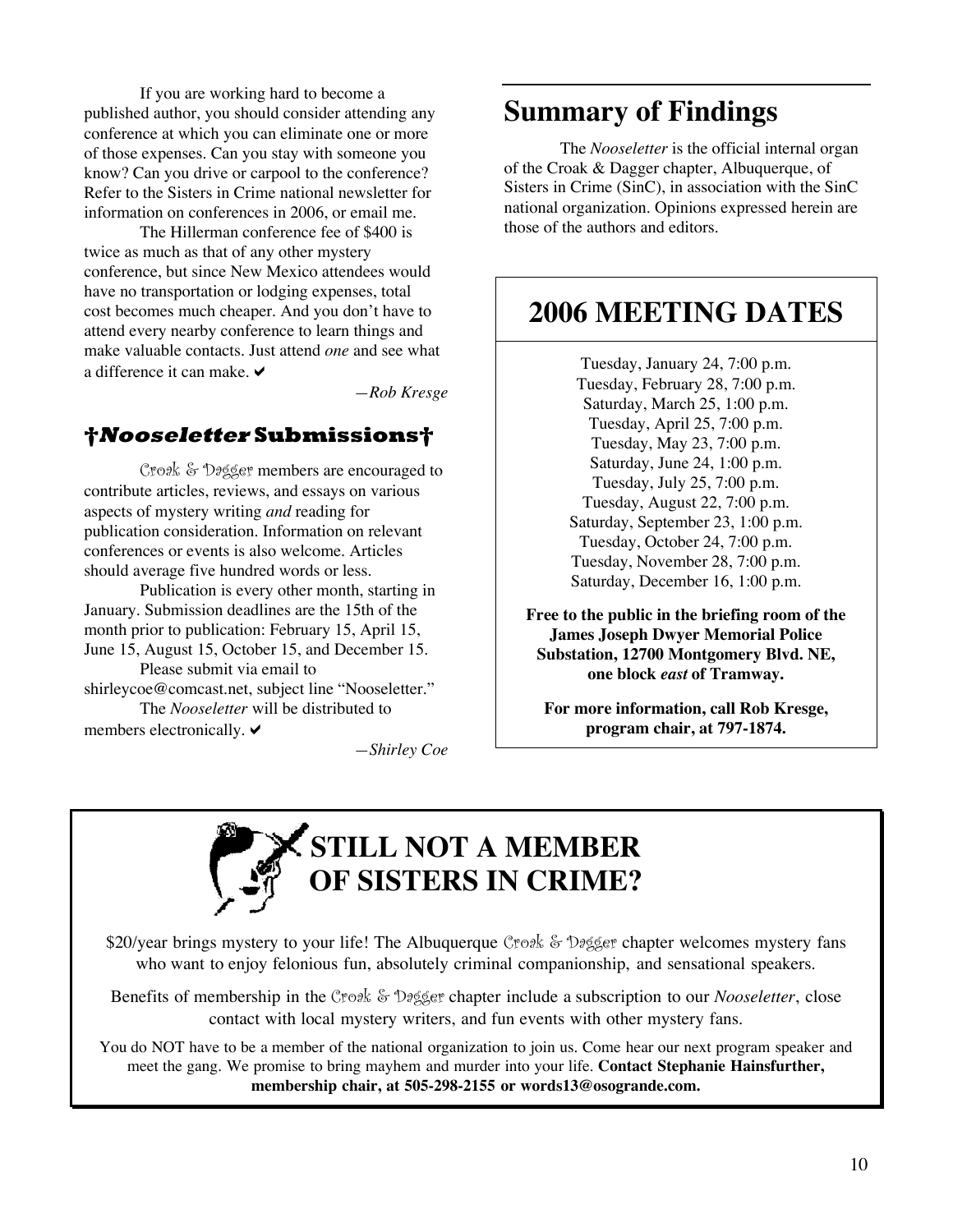If you are working hard to become a published author, you should consider attending any conference at which you can eliminate one or more of those expenses. Can you stay with someone you know? Can you drive or carpool to the conference? Refer to the Sisters in Crime national newsletter for information on conferences in 2006, or email me.

The Hillerman conference fee of $400 is twice as much as that of any other mystery conference, but since New Mexico attendees would have no transportation or lodging expenses, total cost becomes much cheaper. And you don't have to attend every nearby conference to learn things and make valuable contacts. Just attend *one* and see what a difference it can make. ✔

*—Rob Kresge*

### †*Nooseletter* Submissions†

Croak & Dagger members are encouraged to contribute articles, reviews, and essays on various aspects of mystery writing *and* reading for publication consideration. Information on relevant conferences or events is also welcome. Articles should average five hundred words or less.

Publication is every other month, starting in January. Submission deadlines are the 15th of the month prior to publication: February 15, April 15, June 15, August 15, October 15, and December 15.

Please submit via email to shirleycoe@comcast.net, subject line "Nooseletter."

The *Nooseletter* will be distributed to members electronically. ✔

*—Shirley Coe*

## Summary of Findings

The *Nooseletter* is the official internal organ of the Croak & Dagger chapter, Albuquerque, of Sisters in Crime (SinC), in association with the SinC national organization. Opinions expressed herein are those of the authors and editors.

## 2006 MEETING DATES

Tuesday, January 24, 7:00 p.m.
Tuesday, February 28, 7:00 p.m.
Saturday, March 25, 1:00 p.m.
Tuesday, April 25, 7:00 p.m.
Tuesday, May 23, 7:00 p.m.
Saturday, June 24, 1:00 p.m.
Tuesday, July 25, 7:00 p.m.
Tuesday, August 22, 7:00 p.m.
Saturday, September 23, 1:00 p.m.
Tuesday, October 24, 7:00 p.m.
Tuesday, November 28, 7:00 p.m.
Saturday, December 16, 1:00 p.m.

**Free to the public in the briefing room of the James Joseph Dwyer Memorial Police Substation, 12700 Montgomery Blvd. NE, one block *east* of Tramway.**

**For more information, call Rob Kresge, program chair, at 797-1874.**

## STILL NOT A MEMBER OF SISTERS IN CRIME?

$20/year brings mystery to your life! The Albuquerque Croak & Dagger chapter welcomes mystery fans who want to enjoy felonious fun, absolutely criminal companionship, and sensational speakers.

Benefits of membership in the Croak & Dagger chapter include a subscription to our *Nooseletter*, close contact with local mystery writers, and fun events with other mystery fans.

You do NOT have to be a member of the national organization to join us. Come hear our next program speaker and meet the gang. We promise to bring mayhem and murder into your life. **Contact Stephanie Hainsfurther, membership chair, at 505-298-2155 or words13@osogrande.com.**